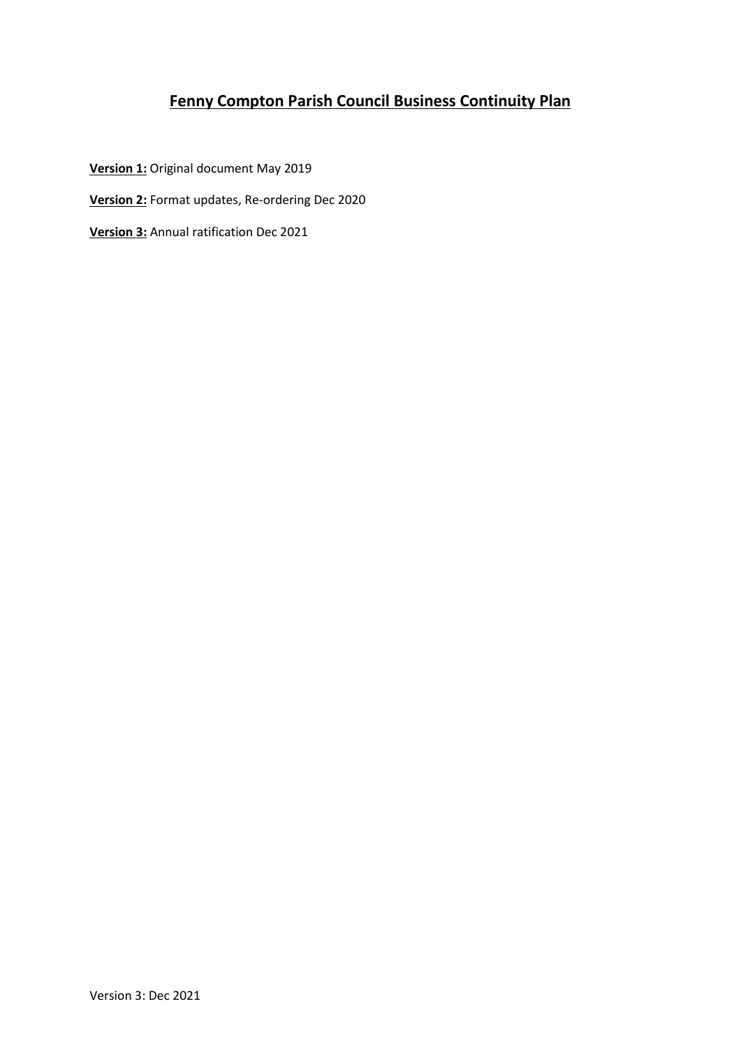# Fenny Compton Parish Council Business Continuity Plan

**Version 1:** Original document May 2019

**Version 2:** Format updates, Re-ordering Dec 2020

**Version 3:** Annual ratification Dec 2021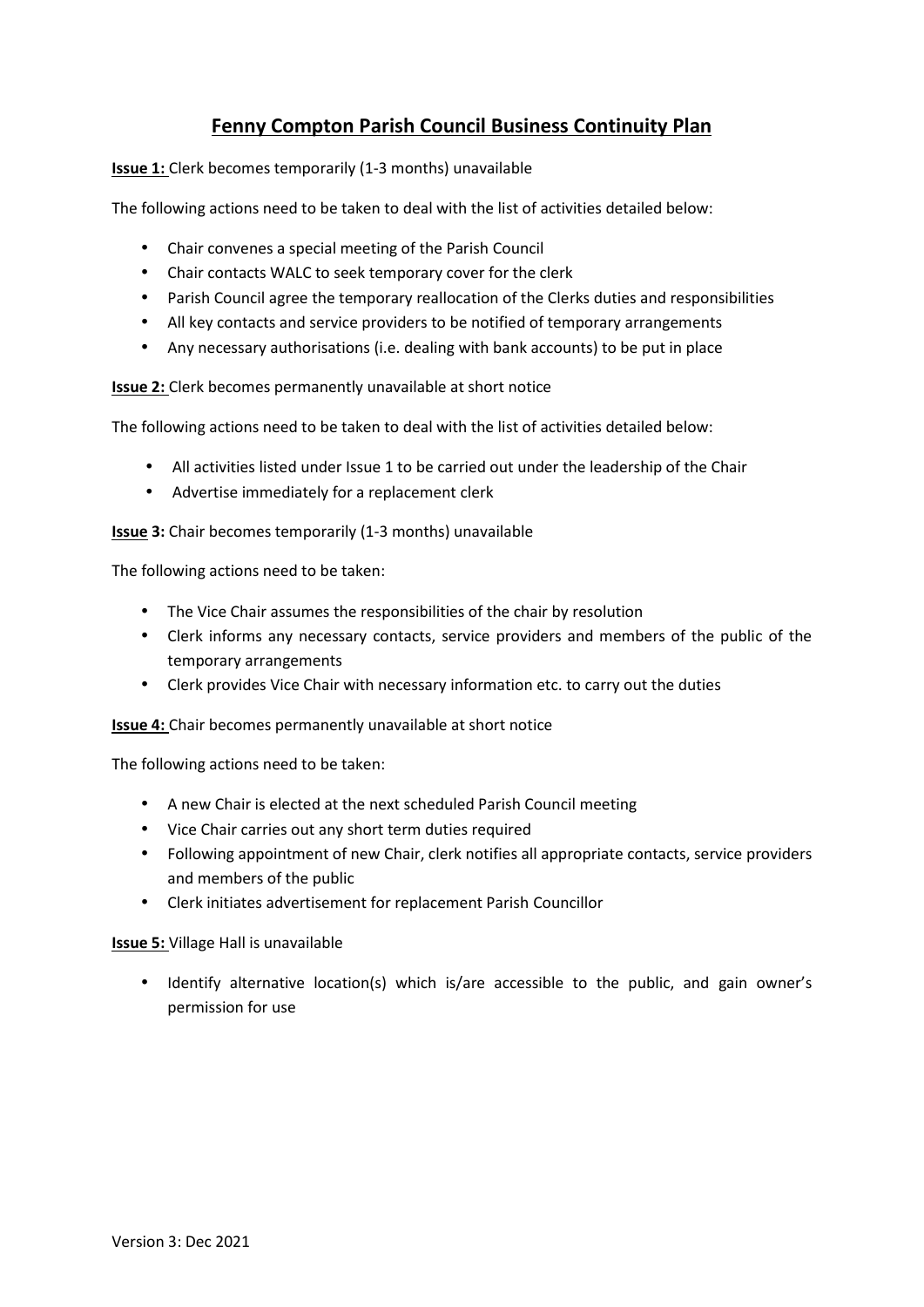# Fenny Compton Parish Council Business Continuity Plan

**Issue 1:** Clerk becomes temporarily (1-3 months) unavailable

The following actions need to be taken to deal with the list of activities detailed below:

- Chair convenes a special meeting of the Parish Council
- Chair contacts WALC to seek temporary cover for the clerk
- Parish Council agree the temporary reallocation of the Clerks duties and responsibilities
- All key contacts and service providers to be notified of temporary arrangements
- Any necessary authorisations (i.e. dealing with bank accounts) to be put in place

**Issue 2:** Clerk becomes permanently unavailable at short notice

The following actions need to be taken to deal with the list of activities detailed below:

- All activities listed under Issue 1 to be carried out under the leadership of the Chair
- Advertise immediately for a replacement clerk

**Issue 3:** Chair becomes temporarily (1-3 months) unavailable

The following actions need to be taken:

- The Vice Chair assumes the responsibilities of the chair by resolution
- Clerk informs any necessary contacts, service providers and members of the public of the temporary arrangements
- Clerk provides Vice Chair with necessary information etc. to carry out the duties

**Issue 4:** Chair becomes permanently unavailable at short notice

The following actions need to be taken:

- A new Chair is elected at the next scheduled Parish Council meeting
- Vice Chair carries out any short term duties required
- Following appointment of new Chair, clerk notifies all appropriate contacts, service providers and members of the public
- Clerk initiates advertisement for replacement Parish Councillor

**Issue 5:** Village Hall is unavailable

- Identify alternative location(s) which is/are accessible to the public, and gain owner's permission for use

Version 3: Dec 2021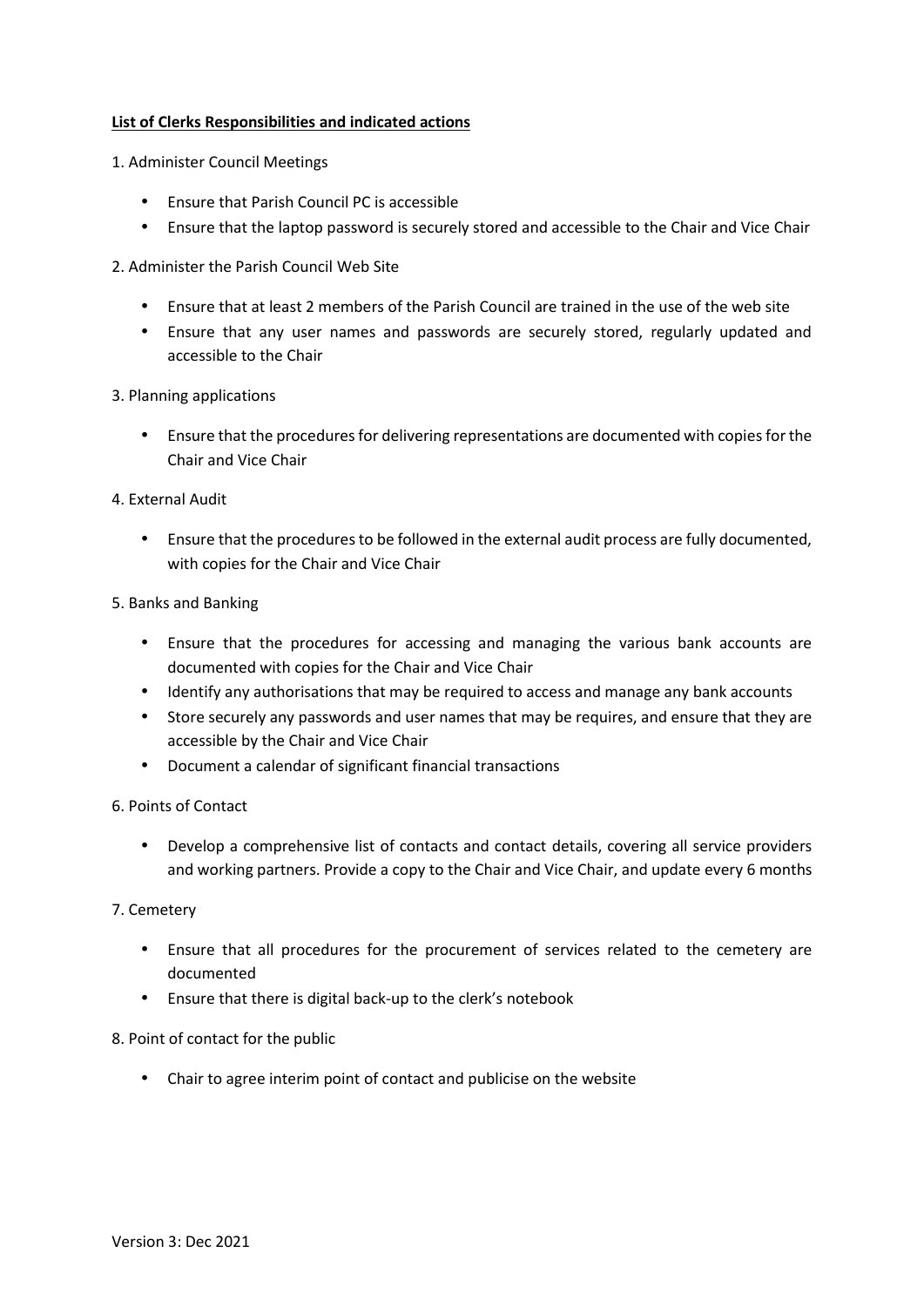**List of Clerks Responsibilities and indicated actions**

1. Administer Council Meetings

- Ensure that Parish Council PC is accessible
- Ensure that the laptop password is securely stored and accessible to the Chair and Vice Chair

2. Administer the Parish Council Web Site

- Ensure that at least 2 members of the Parish Council are trained in the use of the web site
- Ensure that any user names and passwords are securely stored, regularly updated and accessible to the Chair

3. Planning applications

- Ensure that the procedures for delivering representations are documented with copies for the Chair and Vice Chair

4. External Audit

- Ensure that the procedures to be followed in the external audit process are fully documented, with copies for the Chair and Vice Chair

5. Banks and Banking

- Ensure that the procedures for accessing and managing the various bank accounts are documented with copies for the Chair and Vice Chair
- Identify any authorisations that may be required to access and manage any bank accounts
- Store securely any passwords and user names that may be requires, and ensure that they are accessible by the Chair and Vice Chair
- Document a calendar of significant financial transactions

6. Points of Contact

- Develop a comprehensive list of contacts and contact details, covering all service providers and working partners. Provide a copy to the Chair and Vice Chair, and update every 6 months

7. Cemetery

- Ensure that all procedures for the procurement of services related to the cemetery are documented
- Ensure that there is digital back-up to the clerk's notebook

8. Point of contact for the public

- Chair to agree interim point of contact and publicise on the website

Version 3: Dec 2021